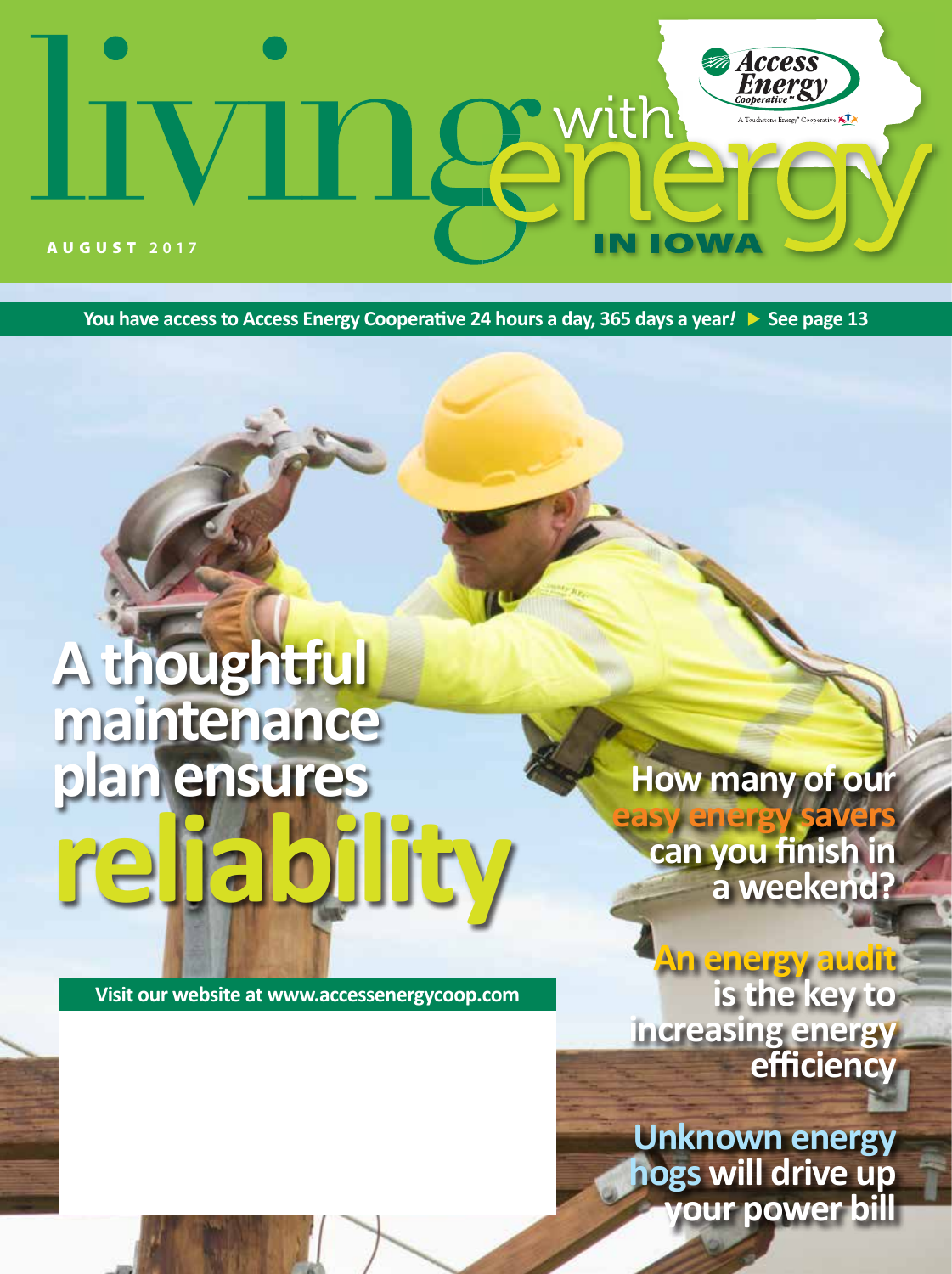# living with energy IN IOWA

**Access Energy Cooperative**

A Touchstone Energy® Cooperative

**AUGUST 2017**

**You have access to Access Energy Cooperative 24 hours a day, 365 days a year! ▶ See page 13**

## A thoughtful maintenance plan ensures reliability

**How many of our easy energy savers can you finish in a weekend?**

**An energy audit is the key to increasing energy efficiency**

**Unknown energy hogs will drive up your power bill**

**Visit our website at www.accessenergycoop.com**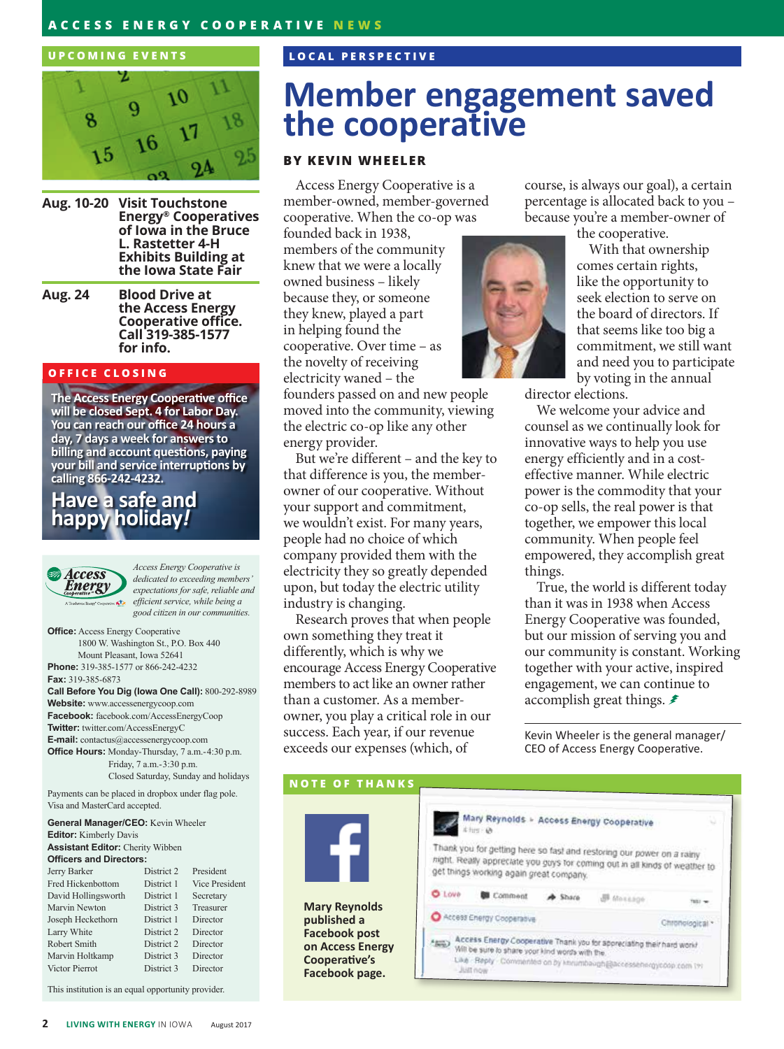## UPCOMING EVENTS

**Aug. 10-20** **Visit Touchstone Energy® Cooperatives of Iowa in the Bruce L. Rastetter 4-H Exhibits Building at the Iowa State Fair**

**Aug. 24** **Blood Drive at the Access Energy Cooperative office. Call 319-385-1577 for info.**

## OFFICE CLOSING

**The Access Energy Cooperative office will be closed Sept. 4 for Labor Day. You can reach our office 24 hours a day, 7 days a week for answers to billing and account questions, paying your bill and service interruptions by calling 866-242-4232.**

**Have a safe and happy holiday!**

*Access Energy Cooperative is dedicated to exceeding members' expectations for safe, reliable and efficient service, while being a good citizen in our communities.*

**Office:** Access Energy Cooperative
1800 W. Washington St., P.O. Box 440
Mount Pleasant, Iowa 52641
**Phone:** 319-385-1577 or 866-242-4232
**Fax:** 319-385-6873
**Call Before You Dig (Iowa One Call):** 800-292-8989
**Website:** www.accessenergycoop.com
**Facebook:** facebook.com/AccessEnergyCoop
**Twitter:** twitter.com/AccessEnergyC
**E-mail:** contactus@accessenergycoop.com
**Office Hours:** Monday-Thursday, 7 a.m.-4:30 p.m.
Friday, 7 a.m.-3:30 p.m.
Closed Saturday, Sunday and holidays

Payments can be placed in dropbox under flag pole. Visa and MasterCard accepted.

**General Manager/CEO:** Kevin Wheeler
**Editor:** Kimberly Davis
**Assistant Editor:** Cherity Wibben
**Officers and Directors:**

| | | |
|---|---|---|
| Jerry Barker | District 2 | President |
| Fred Hickenbottom | District 1 | Vice President |
| David Hollingsworth | District 1 | Secretary |
| Marvin Newton | District 3 | Treasurer |
| Joseph Heckethorn | District 1 | Director |
| Larry White | District 2 | Director |
| Robert Smith | District 2 | Director |
| Marvin Holtkamp | District 3 | Director |
| Victor Pierrot | District 3 | Director |

This institution is an equal opportunity provider.

## LOCAL PERSPECTIVE

# Member engagement saved the cooperative

**BY KEVIN WHEELER**

Access Energy Cooperative is a member-owned, member-governed cooperative. When the co-op was founded back in 1938, members of the community knew that we were a locally owned business – likely because they, or someone they knew, played a part in helping found the cooperative. Over time – as the novelty of receiving electricity waned – the founders passed on and new people moved into the community, viewing the electric co-op like any other energy provider.

But we're different – and the key to that difference is you, the member-owner of our cooperative. Without your support and commitment, we wouldn't exist. For many years, people had no choice of which company provided them with the electricity they so greatly depended upon, but today the electric utility industry is changing.

Research proves that when people own something they treat it differently, which is why we encourage Access Energy Cooperative members to act like an owner rather than a customer. As a member-owner, you play a critical role in our success. Each year, if our revenue exceeds our expenses (which, of course, is always our goal), a certain percentage is allocated back to you – because you're a member-owner of the cooperative.

With that ownership comes certain rights, like the opportunity to seek election to serve on the board of directors. If that seems like too big a commitment, we still want and need you to participate by voting in the annual director elections.

We welcome your advice and counsel as we continually look for innovative ways to help you use energy efficiently and in a cost-effective manner. While electric power is the commodity that your co-op sells, the real power is that together, we empower this local community. When people feel empowered, they accomplish great things.

True, the world is different today than it was in 1938 when Access Energy Cooperative was founded, but our mission of serving you and our community is constant. Working together with your active, inspired engagement, we can continue to accomplish great things.

Kevin Wheeler is the general manager/CEO of Access Energy Cooperative.

## NOTE OF THANKS

**Mary Reynolds published a Facebook post on Access Energy Cooperative's Facebook page.**

Mary Reynolds ▸ Access Energy Cooperative

Thank you for getting here so fast and restoring our power on a rainy night. Really appreciate you guys for coming out in all kinds of weather to get things working again great company.

Access Energy Cooperative Thank you for appreciating their hard work! Will be sure to share your kind words with the.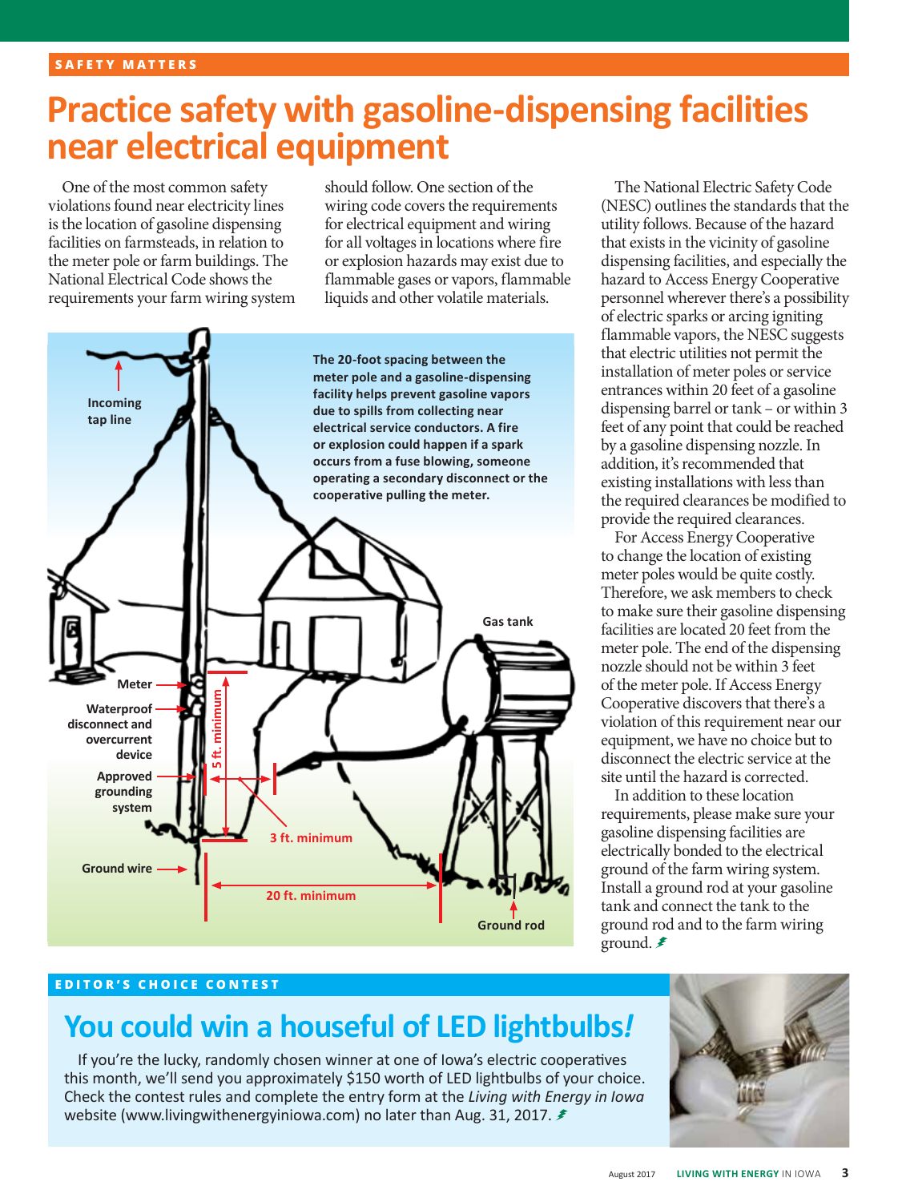SAFETY MATTERS

# Practice safety with gasoline-dispensing facilities near electrical equipment

One of the most common safety violations found near electricity lines is the location of gasoline dispensing facilities on farmsteads, in relation to the meter pole or farm buildings. The National Electrical Code shows the requirements your farm wiring system should follow. One section of the wiring code covers the requirements for electrical equipment and wiring for all voltages in locations where fire or explosion hazards may exist due to flammable gases or vapors, flammable liquids and other volatile materials.

**The 20-foot spacing between the meter pole and a gasoline-dispensing facility helps prevent gasoline vapors due to spills from collecting near electrical service conductors. A fire or explosion could happen if a spark occurs from a fuse blowing, someone operating a secondary disconnect or the cooperative pulling the meter.**

Incoming tap line

Meter

Waterproof disconnect and overcurrent device

Approved grounding system

Ground wire

5 ft. minimum

3 ft. minimum

20 ft. minimum

Gas tank

Ground rod

The National Electric Safety Code (NESC) outlines the standards that the utility follows. Because of the hazard that exists in the vicinity of gasoline dispensing facilities, and especially the hazard to Access Energy Cooperative personnel wherever there's a possibility of electric sparks or arcing igniting flammable vapors, the NESC suggests that electric utilities not permit the installation of meter poles or service entrances within 20 feet of a gasoline dispensing barrel or tank – or within 3 feet of any point that could be reached by a gasoline dispensing nozzle. In addition, it's recommended that existing installations with less than the required clearances be modified to provide the required clearances.

For Access Energy Cooperative to change the location of existing meter poles would be quite costly. Therefore, we ask members to check to make sure their gasoline dispensing facilities are located 20 feet from the meter pole. The end of the dispensing nozzle should not be within 3 feet of the meter pole. If Access Energy Cooperative discovers that there's a violation of this requirement near our equipment, we have no choice but to disconnect the electric service at the site until the hazard is corrected.

In addition to these location requirements, please make sure your gasoline dispensing facilities are electrically bonded to the electrical ground of the farm wiring system. Install a ground rod at your gasoline tank and connect the tank to the ground rod and to the farm wiring ground.

EDITOR'S CHOICE CONTEST

## You could win a houseful of LED lightbulbs!

If you're the lucky, randomly chosen winner at one of Iowa's electric cooperatives this month, we'll send you approximately $150 worth of LED lightbulbs of your choice. Check the contest rules and complete the entry form at the *Living with Energy in Iowa* website (www.livingwithenergyiniowa.com) no later than Aug. 31, 2017.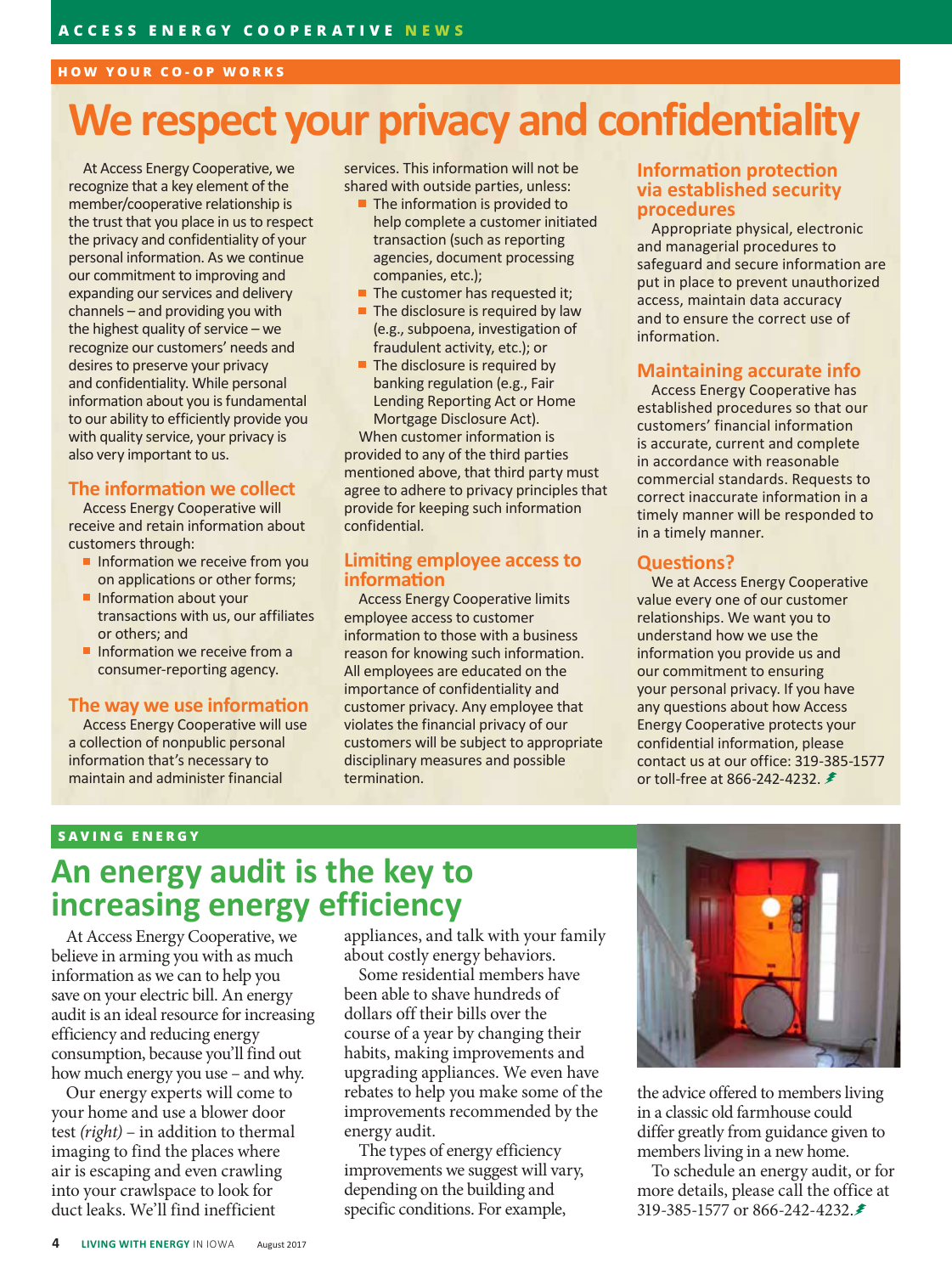## HOW YOUR CO-OP WORKS

# We respect your privacy and confidentiality

At Access Energy Cooperative, we recognize that a key element of the member/cooperative relationship is the trust that you place in us to respect the privacy and confidentiality of your personal information. As we continue our commitment to improving and expanding our services and delivery channels – and providing you with the highest quality of service – we recognize our customers' needs and desires to preserve your privacy and confidentiality. While personal information about you is fundamental to our ability to efficiently provide you with quality service, your privacy is also very important to us.

### The information we collect

Access Energy Cooperative will receive and retain information about customers through:

- Information we receive from you on applications or other forms;
- Information about your transactions with us, our affiliates or others; and
- Information we receive from a consumer-reporting agency.

### The way we use information

Access Energy Cooperative will use a collection of nonpublic personal information that's necessary to maintain and administer financial services. This information will not be shared with outside parties, unless:

- The information is provided to help complete a customer initiated transaction (such as reporting agencies, document processing companies, etc.);
- The customer has requested it;
- The disclosure is required by law (e.g., subpoena, investigation of fraudulent activity, etc.); or
- The disclosure is required by banking regulation (e.g., Fair Lending Reporting Act or Home Mortgage Disclosure Act).

When customer information is provided to any of the third parties mentioned above, that third party must agree to adhere to privacy principles that provide for keeping such information confidential.

### Limiting employee access to information

Access Energy Cooperative limits employee access to customer information to those with a business reason for knowing such information. All employees are educated on the importance of confidentiality and customer privacy. Any employee that violates the financial privacy of our customers will be subject to appropriate disciplinary measures and possible termination.

### Information protection via established security procedures

Appropriate physical, electronic and managerial procedures to safeguard and secure information are put in place to prevent unauthorized access, maintain data accuracy and to ensure the correct use of information.

### Maintaining accurate info

Access Energy Cooperative has established procedures so that our customers' financial information is accurate, current and complete in accordance with reasonable commercial standards. Requests to correct inaccurate information in a timely manner will be responded to in a timely manner.

### Questions?

We at Access Energy Cooperative value every one of our customer relationships. We want you to understand how we use the information you provide us and our commitment to ensuring your personal privacy. If you have any questions about how Access Energy Cooperative protects your confidential information, please contact us at our office: 319-385-1577 or toll-free at 866-242-4232.

## SAVING ENERGY

# An energy audit is the key to increasing energy efficiency

At Access Energy Cooperative, we believe in arming you with as much information as we can to help you save on your electric bill. An energy audit is an ideal resource for increasing efficiency and reducing energy consumption, because you'll find out how much energy you use – and why.

Our energy experts will come to your home and use a blower door test *(right)* – in addition to thermal imaging to find the places where air is escaping and even crawling into your crawlspace to look for duct leaks. We'll find inefficient appliances, and talk with your family about costly energy behaviors.

Some residential members have been able to shave hundreds of dollars off their bills over the course of a year by changing their habits, making improvements and upgrading appliances. We even have rebates to help you make some of the improvements recommended by the energy audit.

The types of energy efficiency improvements we suggest will vary, depending on the building and specific conditions. For example, the advice offered to members living in a classic old farmhouse could differ greatly from guidance given to members living in a new home.

To schedule an energy audit, or for more details, please call the office at 319-385-1577 or 866-242-4232.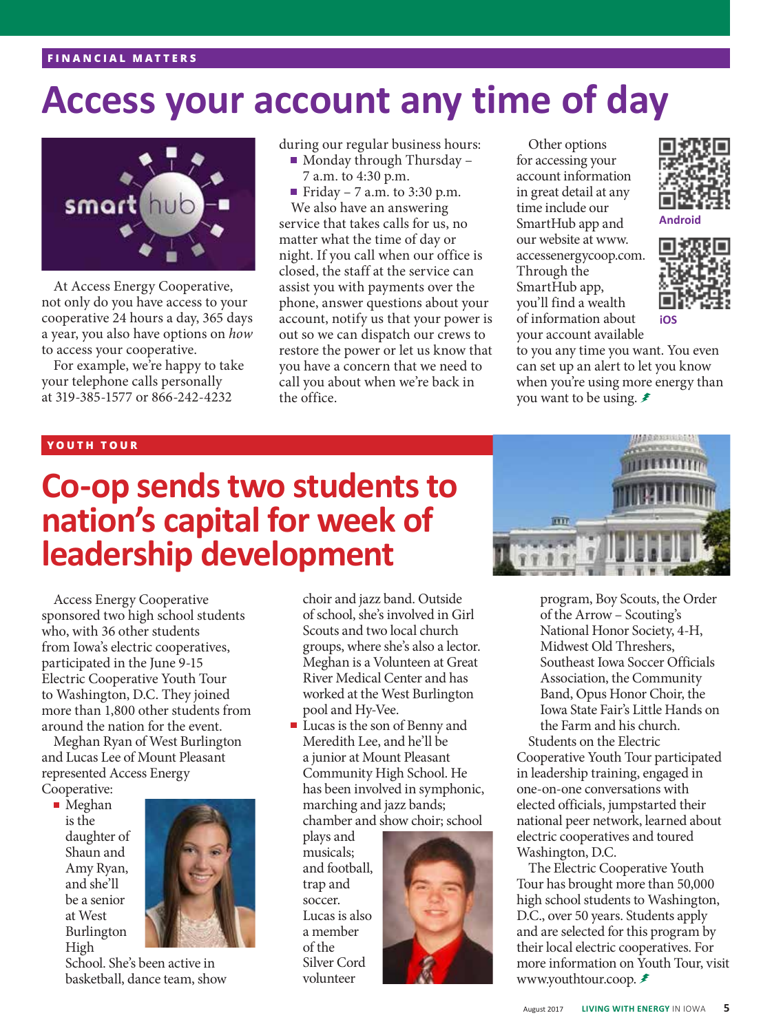FINANCIAL MATTERS

# Access your account any time of day

At Access Energy Cooperative, not only do you have access to your cooperative 24 hours a day, 365 days a year, you also have options on *how* to access your cooperative.

For example, we're happy to take your telephone calls personally at 319-385-1577 or 866-242-4232 during our regular business hours:

- Monday through Thursday – 7 a.m. to 4:30 p.m.
- Friday – 7 a.m. to 3:30 p.m.

We also have an answering service that takes calls for us, no matter what the time of day or night. If you call when our office is closed, the staff at the service can assist you with payments over the phone, answer questions about your account, notify us that your power is out so we can dispatch our crews to restore the power or let us know that you have a concern that we need to call you about when we're back in the office.

Other options for accessing your account information in great detail at any time include our SmartHub app and our website at www.accessenergycoop.com. Through the SmartHub app, you'll find a wealth of information about your account available to you any time you want. You even can set up an alert to let you know when you're using more energy than you want to be using.

Android

iOS

YOUTH TOUR

# Co-op sends two students to nation's capital for week of leadership development

Access Energy Cooperative sponsored two high school students who, with 36 other students from Iowa's electric cooperatives, participated in the June 9-15 Electric Cooperative Youth Tour to Washington, D.C. They joined more than 1,800 other students from around the nation for the event.

Meghan Ryan of West Burlington and Lucas Lee of Mount Pleasant represented Access Energy Cooperative:

- Meghan is the daughter of Shaun and Amy Ryan, and she'll be a senior at West Burlington High School. She's been active in basketball, dance team, show choir and jazz band. Outside of school, she's involved in Girl Scouts and two local church groups, where she's also a lector. Meghan is a Volunteen at Great River Medical Center and has worked at the West Burlington pool and Hy-Vee.
- Lucas is the son of Benny and Meredith Lee, and he'll be a junior at Mount Pleasant Community High School. He has been involved in symphonic, marching and jazz bands; chamber and show choir; school plays and musicals; and football, trap and soccer. Lucas is also a member of the Silver Cord volunteer program, Boy Scouts, the Order of the Arrow – Scouting's National Honor Society, 4-H, Midwest Old Threshers, Southeast Iowa Soccer Officials Association, the Community Band, Opus Honor Choir, the Iowa State Fair's Little Hands on the Farm and his church.

Students on the Electric Cooperative Youth Tour participated in leadership training, engaged in one-on-one conversations with elected officials, jumpstarted their national peer network, learned about electric cooperatives and toured Washington, D.C.

The Electric Cooperative Youth Tour has brought more than 50,000 high school students to Washington, D.C., over 50 years. Students apply and are selected for this program by their local electric cooperatives. For more information on Youth Tour, visit www.youthtour.coop.